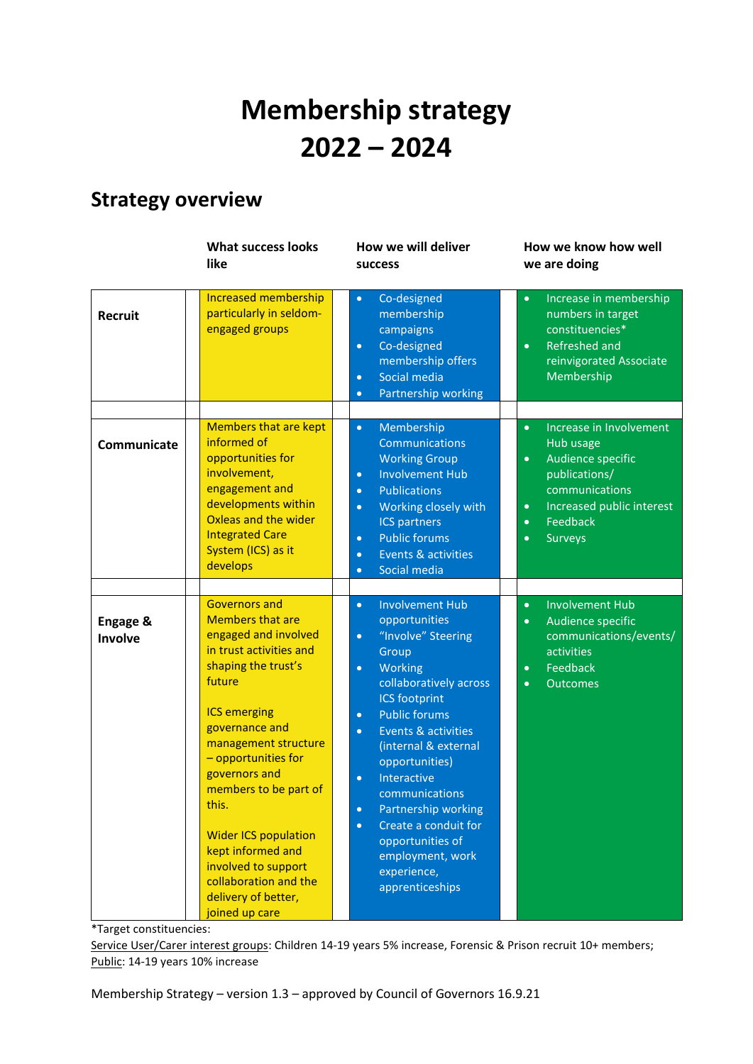# Membership strategy 2022 – 2024

## Strategy overview

| | What success looks like | How we will deliver success | How we know how well we are doing |
|---|---|---|---|
| **Recruit** | Increased membership particularly in seldom-engaged groups | • Co-designed membership campaigns<br>• Co-designed membership offers<br>• Social media<br>• Partnership working | • Increase in membership numbers in target constituencies*<br>• Refreshed and reinvigorated Associate Membership |
| **Communicate** | Members that are kept informed of opportunities for involvement, engagement and developments within Oxleas and the wider Integrated Care System (ICS) as it develops | • Membership Communications Working Group<br>• Involvement Hub<br>• Publications<br>• Working closely with ICS partners<br>• Public forums<br>• Events & activities<br>• Social media | • Increase in Involvement Hub usage<br>• Audience specific publications/ communications<br>• Increased public interest<br>• Feedback<br>• Surveys |
| **Engage & Involve** | Governors and Members that are engaged and involved in trust activities and shaping the trust's future<br><br>ICS emerging governance and management structure – opportunities for governors and members to be part of this.<br><br>Wider ICS population kept informed and involved to support collaboration and the delivery of better, joined up care | • Involvement Hub opportunities<br>• "Involve" Steering Group<br>• Working collaboratively across ICS footprint<br>• Public forums<br>• Events & activities (internal & external opportunities)<br>• Interactive communications<br>• Partnership working<br>• Create a conduit for opportunities of employment, work experience, apprenticeships | • Involvement Hub<br>• Audience specific communications/events/ activities<br>• Feedback<br>• Outcomes |

*Target constituencies:
Service User/Carer interest groups: Children 14-19 years 5% increase, Forensic & Prison recruit 10+ members;
Public: 14-19 years 10% increase

Membership Strategy – version 1.3 – approved by Council of Governors 16.9.21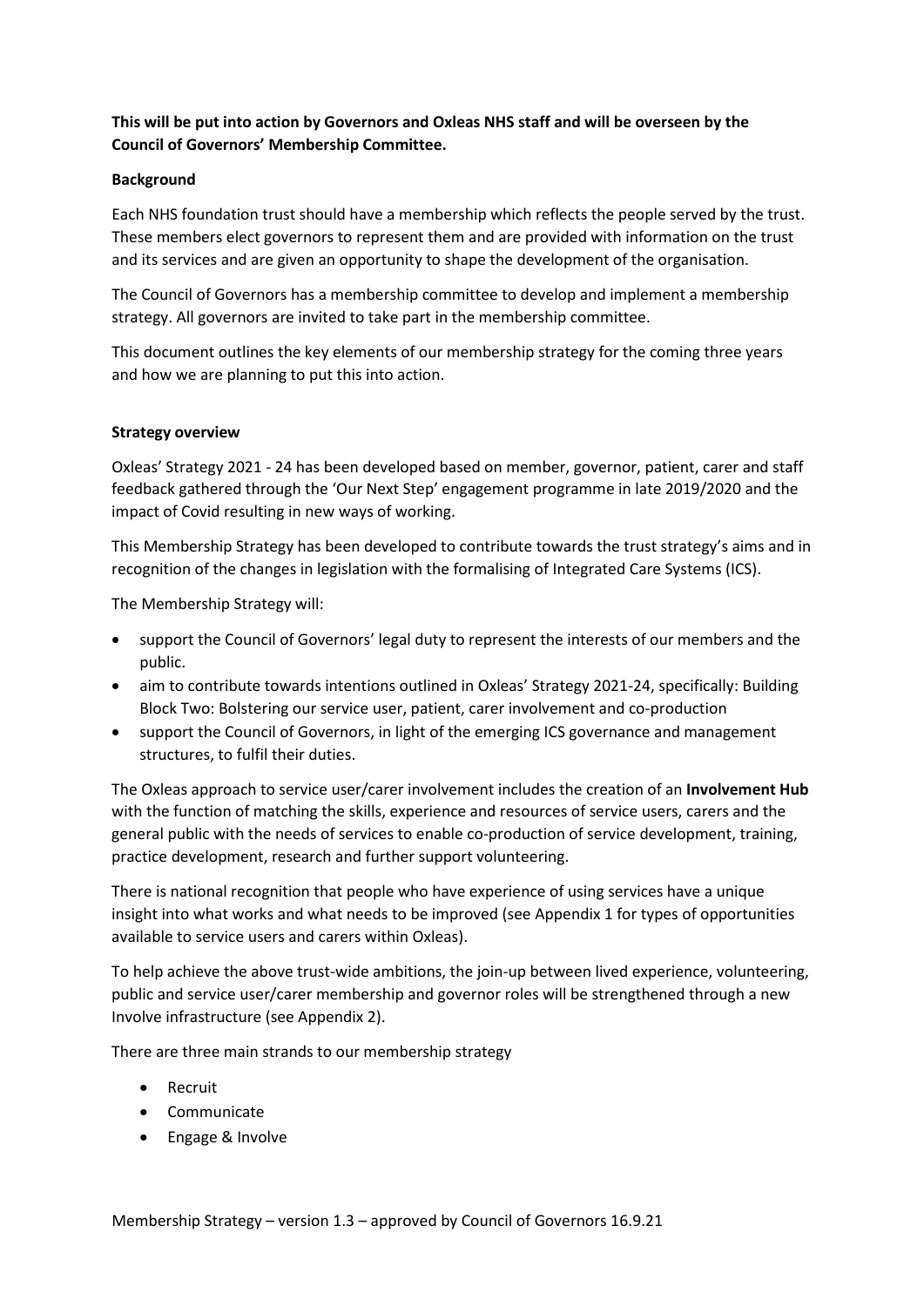**This will be put into action by Governors and Oxleas NHS staff and will be overseen by the Council of Governors' Membership Committee.**

## Background

Each NHS foundation trust should have a membership which reflects the people served by the trust. These members elect governors to represent them and are provided with information on the trust and its services and are given an opportunity to shape the development of the organisation.

The Council of Governors has a membership committee to develop and implement a membership strategy. All governors are invited to take part in the membership committee.

This document outlines the key elements of our membership strategy for the coming three years and how we are planning to put this into action.

## Strategy overview

Oxleas' Strategy 2021 - 24 has been developed based on member, governor, patient, carer and staff feedback gathered through the 'Our Next Step' engagement programme in late 2019/2020 and the impact of Covid resulting in new ways of working.

This Membership Strategy has been developed to contribute towards the trust strategy's aims and in recognition of the changes in legislation with the formalising of Integrated Care Systems (ICS).

The Membership Strategy will:

- support the Council of Governors' legal duty to represent the interests of our members and the public.
- aim to contribute towards intentions outlined in Oxleas' Strategy 2021-24, specifically: Building Block Two: Bolstering our service user, patient, carer involvement and co-production
- support the Council of Governors, in light of the emerging ICS governance and management structures, to fulfil their duties.

The Oxleas approach to service user/carer involvement includes the creation of an **Involvement Hub** with the function of matching the skills, experience and resources of service users, carers and the general public with the needs of services to enable co-production of service development, training, practice development, research and further support volunteering.

There is national recognition that people who have experience of using services have a unique insight into what works and what needs to be improved (see Appendix 1 for types of opportunities available to service users and carers within Oxleas).

To help achieve the above trust-wide ambitions, the join-up between lived experience, volunteering, public and service user/carer membership and governor roles will be strengthened through a new Involve infrastructure (see Appendix 2).

There are three main strands to our membership strategy

- Recruit
- Communicate
- Engage & Involve

Membership Strategy – version 1.3 – approved by Council of Governors 16.9.21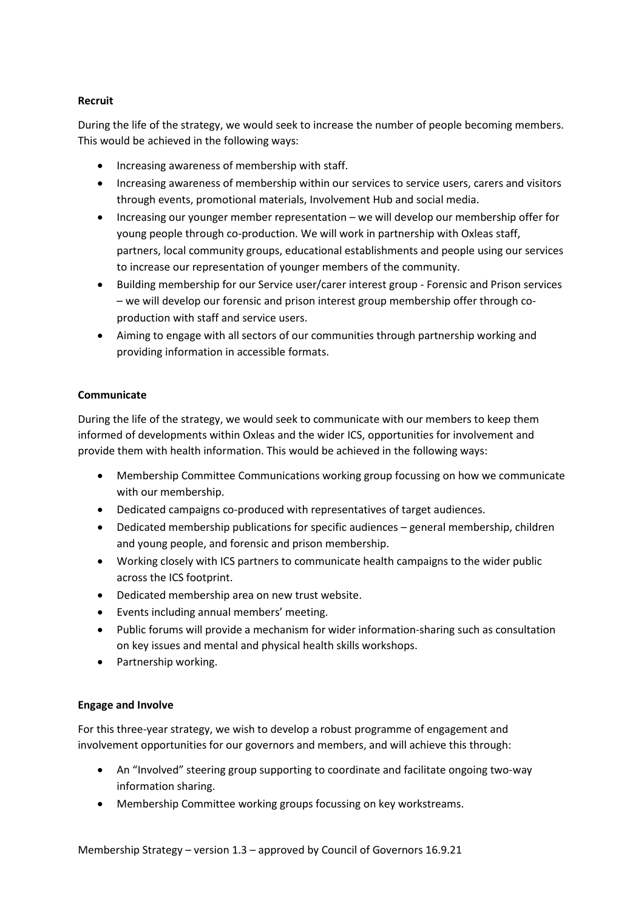**Recruit**

During the life of the strategy, we would seek to increase the number of people becoming members. This would be achieved in the following ways:

- Increasing awareness of membership with staff.
- Increasing awareness of membership within our services to service users, carers and visitors through events, promotional materials, Involvement Hub and social media.
- Increasing our younger member representation – we will develop our membership offer for young people through co-production. We will work in partnership with Oxleas staff, partners, local community groups, educational establishments and people using our services to increase our representation of younger members of the community.
- Building membership for our Service user/carer interest group - Forensic and Prison services – we will develop our forensic and prison interest group membership offer through co-production with staff and service users.
- Aiming to engage with all sectors of our communities through partnership working and providing information in accessible formats.

**Communicate**

During the life of the strategy, we would seek to communicate with our members to keep them informed of developments within Oxleas and the wider ICS, opportunities for involvement and provide them with health information. This would be achieved in the following ways:

- Membership Committee Communications working group focussing on how we communicate with our membership.
- Dedicated campaigns co-produced with representatives of target audiences.
- Dedicated membership publications for specific audiences – general membership, children and young people, and forensic and prison membership.
- Working closely with ICS partners to communicate health campaigns to the wider public across the ICS footprint.
- Dedicated membership area on new trust website.
- Events including annual members' meeting.
- Public forums will provide a mechanism for wider information-sharing such as consultation on key issues and mental and physical health skills workshops.
- Partnership working.

**Engage and Involve**

For this three-year strategy, we wish to develop a robust programme of engagement and involvement opportunities for our governors and members, and will achieve this through:

- An "Involved" steering group supporting to coordinate and facilitate ongoing two-way information sharing.
- Membership Committee working groups focussing on key workstreams.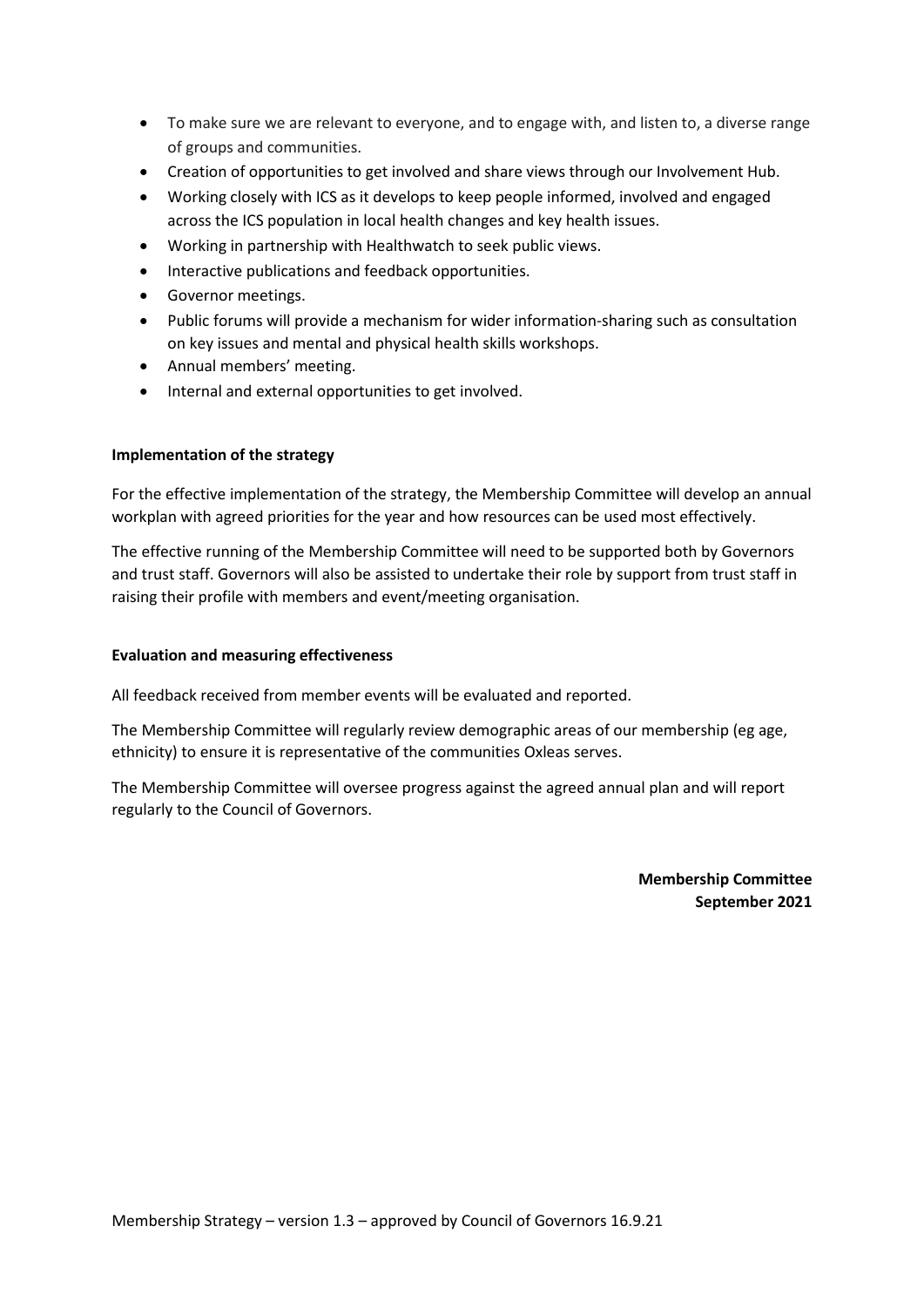- To make sure we are relevant to everyone, and to engage with, and listen to, a diverse range of groups and communities.
- Creation of opportunities to get involved and share views through our Involvement Hub.
- Working closely with ICS as it develops to keep people informed, involved and engaged across the ICS population in local health changes and key health issues.
- Working in partnership with Healthwatch to seek public views.
- Interactive publications and feedback opportunities.
- Governor meetings.
- Public forums will provide a mechanism for wider information-sharing such as consultation on key issues and mental and physical health skills workshops.
- Annual members' meeting.
- Internal and external opportunities to get involved.

**Implementation of the strategy**

For the effective implementation of the strategy, the Membership Committee will develop an annual workplan with agreed priorities for the year and how resources can be used most effectively.

The effective running of the Membership Committee will need to be supported both by Governors and trust staff. Governors will also be assisted to undertake their role by support from trust staff in raising their profile with members and event/meeting organisation.

**Evaluation and measuring effectiveness**

All feedback received from member events will be evaluated and reported.

The Membership Committee will regularly review demographic areas of our membership (eg age, ethnicity) to ensure it is representative of the communities Oxleas serves.

The Membership Committee will oversee progress against the agreed annual plan and will report regularly to the Council of Governors.

**Membership Committee**
**September 2021**

Membership Strategy – version 1.3 – approved by Council of Governors 16.9.21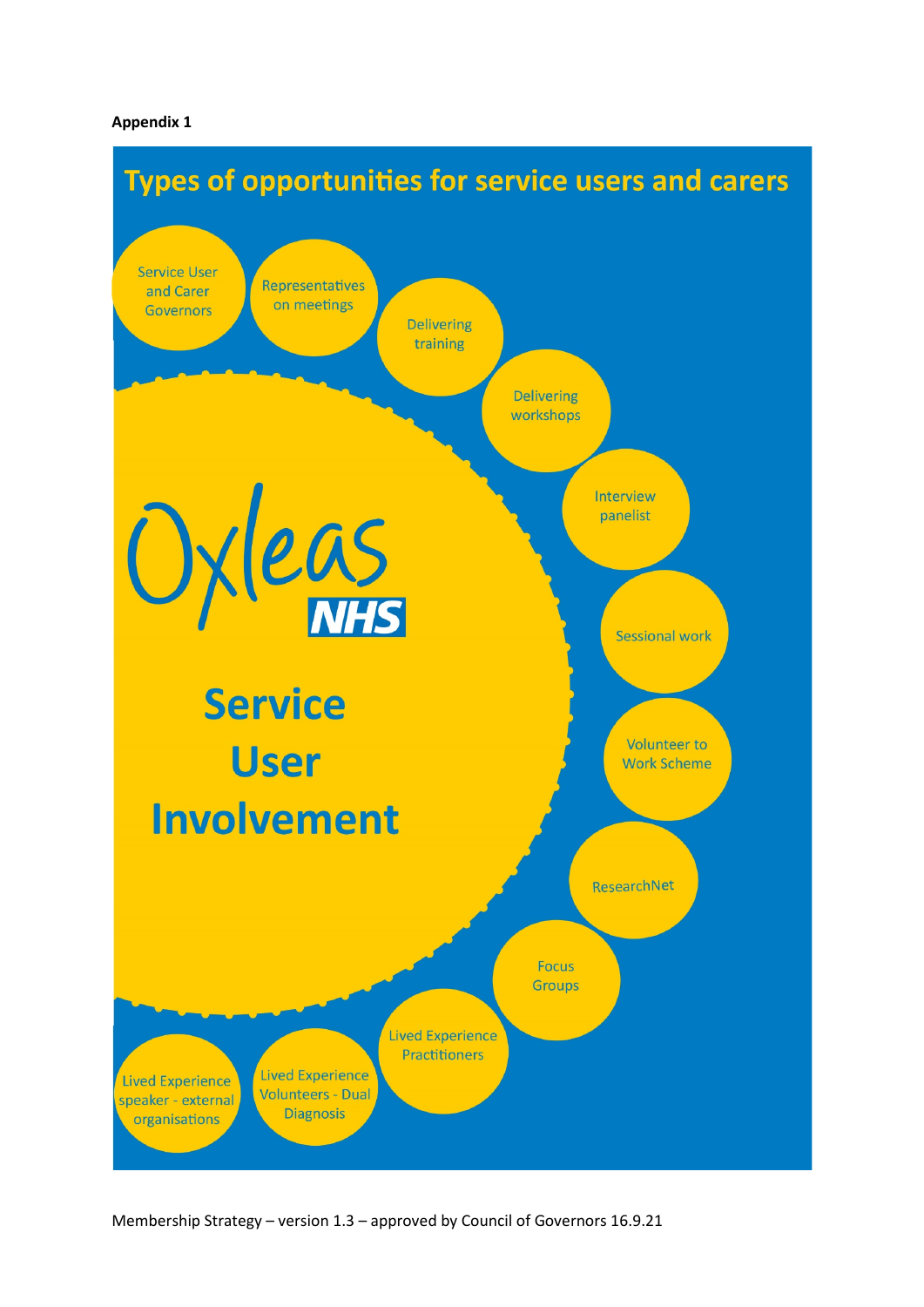**Appendix 1**

## Types of opportunities for service users and carers

Oxleas NHS

**Service User Involvement**

- Service User and Carer Governors
- Representatives on meetings
- Delivering training
- Delivering workshops
- Interview panelist
- Sessional work
- Volunteer to Work Scheme
- ResearchNet
- Focus Groups
- Lived Experience Practitioners
- Lived Experience Volunteers - Dual Diagnosis
- Lived Experience speaker - external organisations

Membership Strategy – version 1.3 – approved by Council of Governors 16.9.21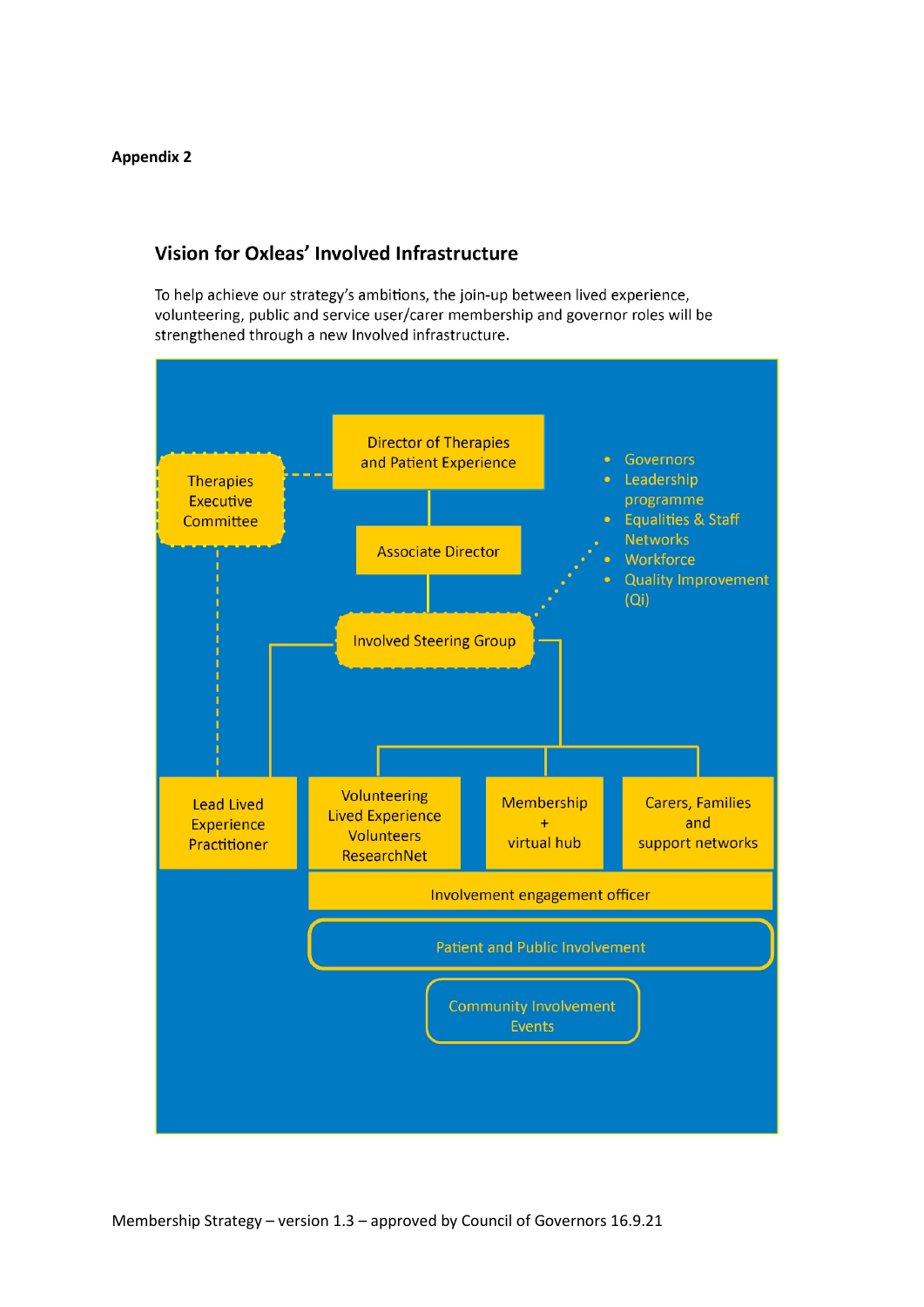**Appendix 2**

## Vision for Oxleas' Involved Infrastructure

To help achieve our strategy's ambitions, the join-up between lived experience, volunteering, public and service user/carer membership and governor roles will be strengthened through a new Involved infrastructure.

Director of Therapies and Patient Experience

Therapies Executive Committee

Associate Director

Involved Steering Group

- Governors
- Leadership programme
- Equalities & Staff Networks
- Workforce
- Quality Improvement (Qi)

Lead Lived Experience Practitioner

Volunteering Lived Experience Volunteers ResearchNet

Membership + virtual hub

Carers, Families and support networks

Involvement engagement officer

Patient and Public Involvement

Community Involvement Events

Membership Strategy – version 1.3 – approved by Council of Governors 16.9.21